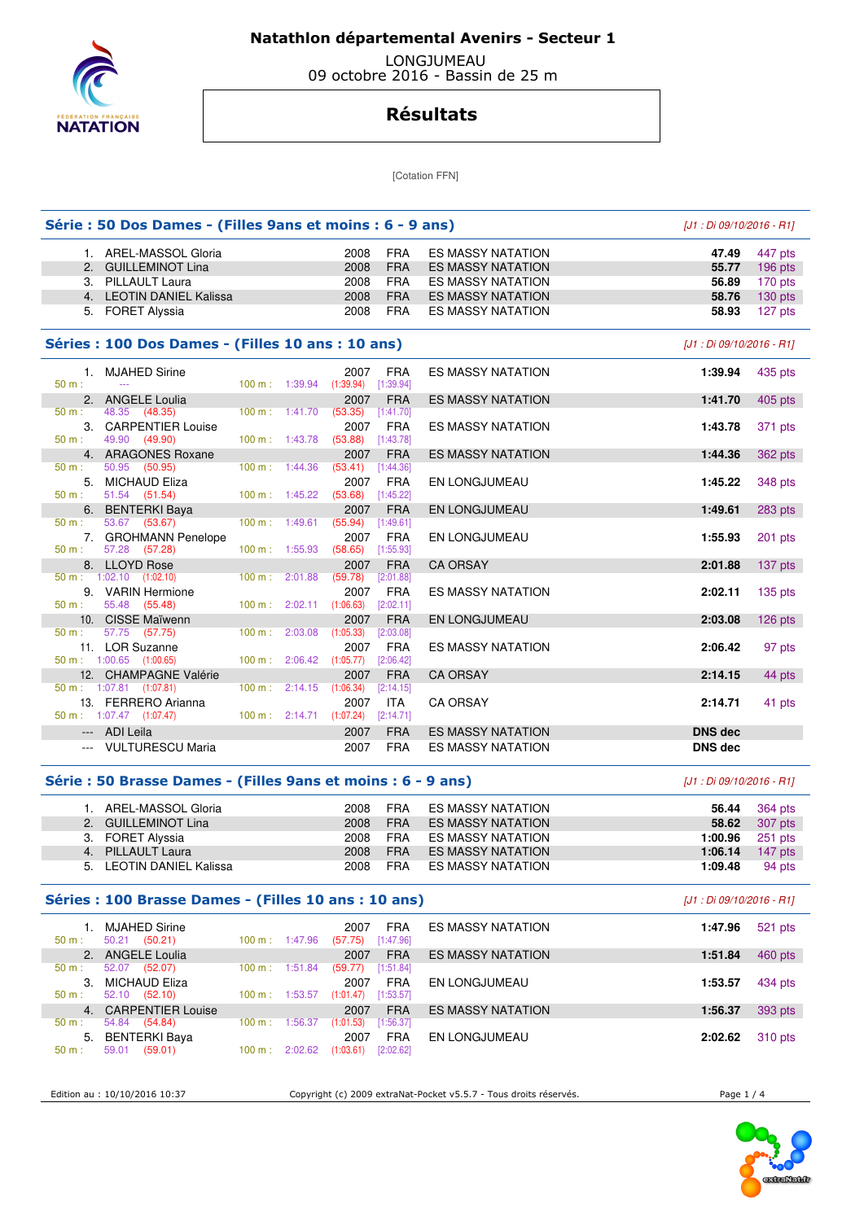# Natathlon départemental Avenirs - Secteur 1

LONGJUMEAU
09 octobre 2016 - Bassin de 25 m

## Résultats

[Cotation FFN]

### Série : 50 Dos Dames - (Filles 9ans et moins : 6 - 9 ans)

*[J1 : Di 09/10/2016 - R1]*

| Rang | Nom | Année | Nat. | Club | Temps | Points |
|---|---|---|---|---|---|---|
| 1. | AREL-MASSOL Gloria | 2008 | FRA | ES MASSY NATATION | 47.49 | 447 pts |
| 2. | GUILLEMINOT Lina | 2008 | FRA | ES MASSY NATATION | 55.77 | 196 pts |
| 3. | PILLAULT Laura | 2008 | FRA | ES MASSY NATATION | 56.89 | 170 pts |
| 4. | LEOTIN DANIEL Kalissa | 2008 | FRA | ES MASSY NATATION | 58.76 | 130 pts |
| 5. | FORET Alyssia | 2008 | FRA | ES MASSY NATATION | 58.93 | 127 pts |

### Séries : 100 Dos Dames - (Filles 10 ans : 10 ans)

*[J1 : Di 09/10/2016 - R1]*

| Rang | Nom | Année | Nat. | Club | Temps | Points |
|---|---|---|---|---|---|---|
| 1. | MJAHED Sirine | 2007 | FRA | ES MASSY NATATION | 1:39.94 | 435 pts |
| | 50 m : --- / 100 m : 1:39.94 (1:39.94) [1:39.94] | | | | | |
| 2. | ANGELE Loulia | 2007 | FRA | ES MASSY NATATION | 1:41.70 | 405 pts |
| | 50 m : 48.35 (48.35) / 100 m : 1:41.70 (53.35) [1:41.70] | | | | | |
| 3. | CARPENTIER Louise | 2007 | FRA | ES MASSY NATATION | 1:43.78 | 371 pts |
| | 50 m : 49.90 (49.90) / 100 m : 1:43.78 (53.88) [1:43.78] | | | | | |
| 4. | ARAGONES Roxane | 2007 | FRA | ES MASSY NATATION | 1:44.36 | 362 pts |
| | 50 m : 50.95 (50.95) / 100 m : 1:44.36 (53.41) [1:44.36] | | | | | |
| 5. | MICHAUD Eliza | 2007 | FRA | EN LONGJUMEAU | 1:45.22 | 348 pts |
| | 50 m : 51.54 (51.54) / 100 m : 1:45.22 (53.68) [1:45.22] | | | | | |
| 6. | BENTERKI Baya | 2007 | FRA | EN LONGJUMEAU | 1:49.61 | 283 pts |
| | 50 m : 53.67 (53.67) / 100 m : 1:49.61 (55.94) [1:49.61] | | | | | |
| 7. | GROHMANN Penelope | 2007 | FRA | EN LONGJUMEAU | 1:55.93 | 201 pts |
| | 50 m : 57.28 (57.28) / 100 m : 1:55.93 (58.65) [1:55.93] | | | | | |
| 8. | LLOYD Rose | 2007 | FRA | CA ORSAY | 2:01.88 | 137 pts |
| | 50 m : 1:02.10 (1:02.10) / 100 m : 2:01.88 (59.78) [2:01.88] | | | | | |
| 9. | VARIN Hermione | 2007 | FRA | ES MASSY NATATION | 2:02.11 | 135 pts |
| | 50 m : 55.48 (55.48) / 100 m : 2:02.11 (1:06.63) [2:02.11] | | | | | |
| 10. | CISSE Maïwenn | 2007 | FRA | EN LONGJUMEAU | 2:03.08 | 126 pts |
| | 50 m : 57.75 (57.75) / 100 m : 2:03.08 (1:05.33) [2:03.08] | | | | | |
| 11. | LOR Suzanne | 2007 | FRA | ES MASSY NATATION | 2:06.42 | 97 pts |
| | 50 m : 1:00.65 (1:00.65) / 100 m : 2:06.42 (1:05.77) [2:06.42] | | | | | |
| 12. | CHAMPAGNE Valérie | 2007 | FRA | CA ORSAY | 2:14.15 | 44 pts |
| | 50 m : 1:07.81 (1:07.81) / 100 m : 2:14.15 (1:06.34) [2:14.15] | | | | | |
| 13. | FERRERO Arianna | 2007 | ITA | CA ORSAY | 2:14.71 | 41 pts |
| | 50 m : 1:07.47 (1:07.47) / 100 m : 2:14.71 (1:07.24) [2:14.71] | | | | | |
| --- | ADI Leila | 2007 | FRA | ES MASSY NATATION | DNS dec | |
| --- | VULTURESCU Maria | 2007 | FRA | ES MASSY NATATION | DNS dec | |

### Série : 50 Brasse Dames - (Filles 9ans et moins : 6 - 9 ans)

*[J1 : Di 09/10/2016 - R1]*

| Rang | Nom | Année | Nat. | Club | Temps | Points |
|---|---|---|---|---|---|---|
| 1. | AREL-MASSOL Gloria | 2008 | FRA | ES MASSY NATATION | 56.44 | 364 pts |
| 2. | GUILLEMINOT Lina | 2008 | FRA | ES MASSY NATATION | 58.62 | 307 pts |
| 3. | FORET Alyssia | 2008 | FRA | ES MASSY NATATION | 1:00.96 | 251 pts |
| 4. | PILLAULT Laura | 2008 | FRA | ES MASSY NATATION | 1:06.14 | 147 pts |
| 5. | LEOTIN DANIEL Kalissa | 2008 | FRA | ES MASSY NATATION | 1:09.48 | 94 pts |

### Séries : 100 Brasse Dames - (Filles 10 ans : 10 ans)

*[J1 : Di 09/10/2016 - R1]*

| Rang | Nom | Année | Nat. | Club | Temps | Points |
|---|---|---|---|---|---|---|
| 1. | MJAHED Sirine | 2007 | FRA | ES MASSY NATATION | 1:47.96 | 521 pts |
| | 50 m : 50.21 (50.21) / 100 m : 1:47.96 (57.75) [1:47.96] | | | | | |
| 2. | ANGELE Loulia | 2007 | FRA | ES MASSY NATATION | 1:51.84 | 460 pts |
| | 50 m : 52.07 (52.07) / 100 m : 1:51.84 (59.77) [1:51.84] | | | | | |
| 3. | MICHAUD Eliza | 2007 | FRA | EN LONGJUMEAU | 1:53.57 | 434 pts |
| | 50 m : 52.10 (52.10) / 100 m : 1:53.57 (1:01.47) [1:53.57] | | | | | |
| 4. | CARPENTIER Louise | 2007 | FRA | ES MASSY NATATION | 1:56.37 | 393 pts |
| | 50 m : 54.84 (54.84) / 100 m : 1:56.37 (1:01.53) [1:56.37] | | | | | |
| 5. | BENTERKI Baya | 2007 | FRA | EN LONGJUMEAU | 2:02.62 | 310 pts |
| | 50 m : 59.01 (59.01) / 100 m : 2:02.62 (1:03.61) [2:02.62] | | | | | |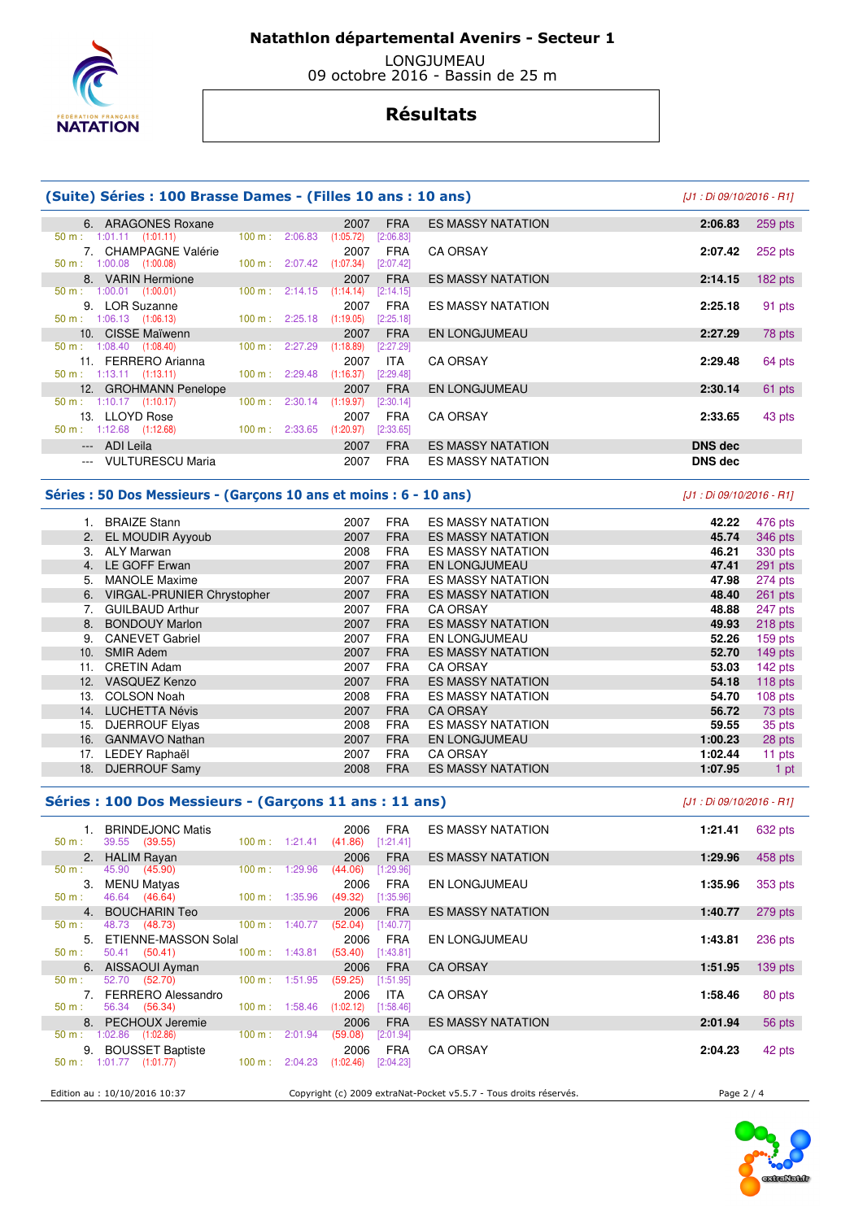# Natathlon départemental Avenirs - Secteur 1

LONGJUMEAU
09 octobre 2016 - Bassin de 25 m

## Résultats

### (Suite) Séries : 100 Brasse Dames - (Filles 10 ans : 10 ans)

[J1 : Di 09/10/2016 - R1]

| Rang | Nom | Année | Nat. | Club | Temps | Points |
|---|---|---|---|---|---|---|
| 6. | ARAGONES Roxane | 2007 | FRA | ES MASSY NATATION | 2:06.83 | 259 pts |
| | 50 m : 1:01.11 (1:01.11) — 100 m : 2:06.83 (1:05.72) [2:06.83] | | | | | |
| 7. | CHAMPAGNE Valérie | 2007 | FRA | CA ORSAY | 2:07.42 | 252 pts |
| | 50 m : 1:00.08 (1:00.08) — 100 m : 2:07.42 (1:07.34) [2:07.42] | | | | | |
| 8. | VARIN Hermione | 2007 | FRA | ES MASSY NATATION | 2:14.15 | 182 pts |
| | 50 m : 1:00.01 (1:00.01) — 100 m : 2:14.15 (1:14.14) [2:14.15] | | | | | |
| 9. | LOR Suzanne | 2007 | FRA | ES MASSY NATATION | 2:25.18 | 91 pts |
| | 50 m : 1:06.13 (1:06.13) — 100 m : 2:25.18 (1:19.05) [2:25.18] | | | | | |
| 10. | CISSE Maïwenn | 2007 | FRA | EN LONGJUMEAU | 2:27.29 | 78 pts |
| | 50 m : 1:08.40 (1:08.40) — 100 m : 2:27.29 (1:18.89) [2:27.29] | | | | | |
| 11. | FERRERO Arianna | 2007 | ITA | CA ORSAY | 2:29.48 | 64 pts |
| | 50 m : 1:13.11 (1:13.11) — 100 m : 2:29.48 (1:16.37) [2:29.48] | | | | | |
| 12. | GROHMANN Penelope | 2007 | FRA | EN LONGJUMEAU | 2:30.14 | 61 pts |
| | 50 m : 1:10.17 (1:10.17) — 100 m : 2:30.14 (1:19.97) [2:30.14] | | | | | |
| 13. | LLOYD Rose | 2007 | FRA | CA ORSAY | 2:33.65 | 43 pts |
| | 50 m : 1:12.68 (1:12.68) — 100 m : 2:33.65 (1:20.97) [2:33.65] | | | | | |
| --- | ADI Leila | 2007 | FRA | ES MASSY NATATION | DNS dec | |
| --- | VULTURESCU Maria | 2007 | FRA | ES MASSY NATATION | DNS dec | |

### Séries : 50 Dos Messieurs - (Garçons 10 ans et moins : 6 - 10 ans)

[J1 : Di 09/10/2016 - R1]

| Rang | Nom | Année | Nat. | Club | Temps | Points |
|---|---|---|---|---|---|---|
| 1. | BRAIZE Stann | 2007 | FRA | ES MASSY NATATION | 42.22 | 476 pts |
| 2. | EL MOUDIR Ayyoub | 2007 | FRA | ES MASSY NATATION | 45.74 | 346 pts |
| 3. | ALY Marwan | 2008 | FRA | ES MASSY NATATION | 46.21 | 330 pts |
| 4. | LE GOFF Erwan | 2007 | FRA | EN LONGJUMEAU | 47.41 | 291 pts |
| 5. | MANOLE Maxime | 2007 | FRA | ES MASSY NATATION | 47.98 | 274 pts |
| 6. | VIRGAL-PRUNIER Chrystopher | 2007 | FRA | ES MASSY NATATION | 48.40 | 261 pts |
| 7. | GUILBAUD Arthur | 2007 | FRA | CA ORSAY | 48.88 | 247 pts |
| 8. | BONDOUY Marlon | 2007 | FRA | ES MASSY NATATION | 49.93 | 218 pts |
| 9. | CANEVET Gabriel | 2007 | FRA | EN LONGJUMEAU | 52.26 | 159 pts |
| 10. | SMIR Adem | 2007 | FRA | ES MASSY NATATION | 52.70 | 149 pts |
| 11. | CRETIN Adam | 2007 | FRA | CA ORSAY | 53.03 | 142 pts |
| 12. | VASQUEZ Kenzo | 2007 | FRA | ES MASSY NATATION | 54.18 | 118 pts |
| 13. | COLSON Noah | 2008 | FRA | ES MASSY NATATION | 54.70 | 108 pts |
| 14. | LUCHETTA Névis | 2007 | FRA | CA ORSAY | 56.72 | 73 pts |
| 15. | DJERROUF Elyas | 2008 | FRA | ES MASSY NATATION | 59.55 | 35 pts |
| 16. | GANMAVO Nathan | 2007 | FRA | EN LONGJUMEAU | 1:00.23 | 28 pts |
| 17. | LEDEY Raphaël | 2007 | FRA | CA ORSAY | 1:02.44 | 11 pts |
| 18. | DJERROUF Samy | 2008 | FRA | ES MASSY NATATION | 1:07.95 | 1 pt |

### Séries : 100 Dos Messieurs - (Garçons 11 ans : 11 ans)

[J1 : Di 09/10/2016 - R1]

| Rang | Nom | Année | Nat. | Club | Temps | Points |
|---|---|---|---|---|---|---|
| 1. | BRINDEJONC Matis | 2006 | FRA | ES MASSY NATATION | 1:21.41 | 632 pts |
| | 50 m : 39.55 (39.55) — 100 m : 1:21.41 (41.86) [1:21.41] | | | | | |
| 2. | HALIM Rayan | 2006 | FRA | ES MASSY NATATION | 1:29.96 | 458 pts |
| | 50 m : 45.90 (45.90) — 100 m : 1:29.96 (44.06) [1:29.96] | | | | | |
| 3. | MENU Matyas | 2006 | FRA | EN LONGJUMEAU | 1:35.96 | 353 pts |
| | 50 m : 46.64 (46.64) — 100 m : 1:35.96 (49.32) [1:35.96] | | | | | |
| 4. | BOUCHARIN Teo | 2006 | FRA | ES MASSY NATATION | 1:40.77 | 279 pts |
| | 50 m : 48.73 (48.73) — 100 m : 1:40.77 (52.04) [1:40.77] | | | | | |
| 5. | ETIENNE-MASSON Solal | 2006 | FRA | EN LONGJUMEAU | 1:43.81 | 236 pts |
| | 50 m : 50.41 (50.41) — 100 m : 1:43.81 (53.40) [1:43.81] | | | | | |
| 6. | AISSAOUI Ayman | 2006 | FRA | CA ORSAY | 1:51.95 | 139 pts |
| | 50 m : 52.70 (52.70) — 100 m : 1:51.95 (59.25) [1:51.95] | | | | | |
| 7. | FERRERO Alessandro | 2006 | ITA | CA ORSAY | 1:58.46 | 80 pts |
| | 50 m : 56.34 (56.34) — 100 m : 1:58.46 (1:02.12) [1:58.46] | | | | | |
| 8. | PECHOUX Jeremie | 2006 | FRA | ES MASSY NATATION | 2:01.94 | 56 pts |
| | 50 m : 1:02.86 (1:02.86) — 100 m : 2:01.94 (59.08) [2:01.94] | | | | | |
| 9. | BOUSSET Baptiste | 2006 | FRA | CA ORSAY | 2:04.23 | 42 pts |
| | 50 m : 1:01.77 (1:01.77) — 100 m : 2:04.23 (1:02.46) [2:04.23] | | | | | |

Edition au : 10/10/2016 10:37 — Copyright (c) 2009 extraNat-Pocket v5.5.7 - Tous droits réservés.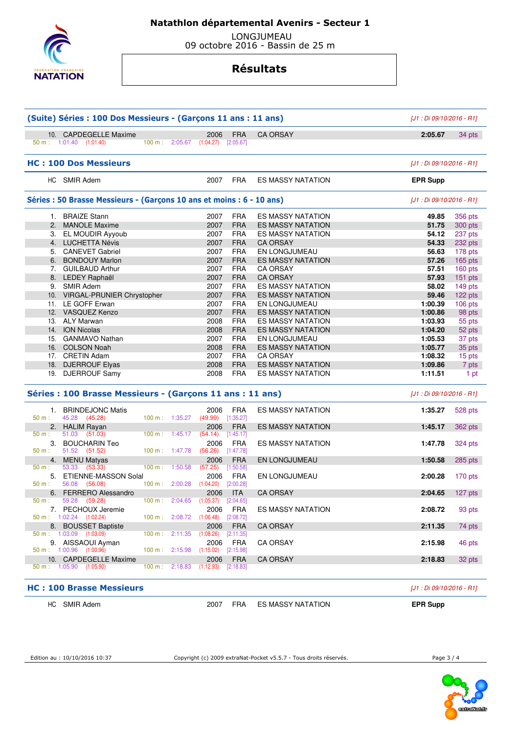# Natathlon départemental Avenirs - Secteur 1

LONGJUMEAU
09 octobre 2016 - Bassin de 25 m

## Résultats

### (Suite) Séries : 100 Dos Messieurs - (Garçons 11 ans : 11 ans)

*[J1 : Di 09/10/2016 - R1]*

| Rang | Nom | Année | Nat. | Club | Temps | Points |
|---|---|---|---|---|---|---|
| 10. | CAPDEGELLE Maxime | 2006 | FRA | CA ORSAY | **2:05.67** | 34 pts |
| | 50 m : 1:01.40 (1:01.40) — 100 m : 2:05.67 (1:04.27) [2:05.67] | | | | | |

### HC : 100 Dos Messieurs

*[J1 : Di 09/10/2016 - R1]*

| Rang | Nom | Année | Nat. | Club | Temps |
|---|---|---|---|---|---|
| HC | SMIR Adem | 2007 | FRA | ES MASSY NATATION | **EPR Supp** |

### Séries : 50 Brasse Messieurs - (Garçons 10 ans et moins : 6 - 10 ans)

*[J1 : Di 09/10/2016 - R1]*

| Rang | Nom | Année | Nat. | Club | Temps | Points |
|---|---|---|---|---|---|---|
| 1. | BRAIZE Stann | 2007 | FRA | ES MASSY NATATION | **49.85** | 356 pts |
| 2. | MANOLE Maxime | 2007 | FRA | ES MASSY NATATION | **51.75** | 300 pts |
| 3. | EL MOUDIR Ayyoub | 2007 | FRA | ES MASSY NATATION | **54.12** | 237 pts |
| 4. | LUCHETTA Névis | 2007 | FRA | CA ORSAY | **54.33** | 232 pts |
| 5. | CANEVET Gabriel | 2007 | FRA | EN LONGJUMEAU | **56.63** | 178 pts |
| 6. | BONDOUY Marlon | 2007 | FRA | ES MASSY NATATION | **57.26** | 165 pts |
| 7. | GUILBAUD Arthur | 2007 | FRA | CA ORSAY | **57.51** | 160 pts |
| 8. | LEDEY Raphaël | 2007 | FRA | CA ORSAY | **57.93** | 151 pts |
| 9. | SMIR Adem | 2007 | FRA | ES MASSY NATATION | **58.02** | 149 pts |
| 10. | VIRGAL-PRUNIER Chrystopher | 2007 | FRA | ES MASSY NATATION | **59.46** | 122 pts |
| 11. | LE GOFF Erwan | 2007 | FRA | EN LONGJUMEAU | **1:00.39** | 106 pts |
| 12. | VASQUEZ Kenzo | 2007 | FRA | ES MASSY NATATION | **1:00.86** | 98 pts |
| 13. | ALY Marwan | 2008 | FRA | ES MASSY NATATION | **1:03.93** | 55 pts |
| 14. | ION Nicolas | 2008 | FRA | ES MASSY NATATION | **1:04.20** | 52 pts |
| 15. | GANMAVO Nathan | 2007 | FRA | EN LONGJUMEAU | **1:05.53** | 37 pts |
| 16. | COLSON Noah | 2008 | FRA | ES MASSY NATATION | **1:05.77** | 35 pts |
| 17. | CRETIN Adam | 2007 | FRA | CA ORSAY | **1:08.32** | 15 pts |
| 18. | DJERROUF Elyas | 2008 | FRA | ES MASSY NATATION | **1:09.86** | 7 pts |
| 19. | DJERROUF Samy | 2008 | FRA | ES MASSY NATATION | **1:11.51** | 1 pt |

### Séries : 100 Brasse Messieurs - (Garçons 11 ans : 11 ans)

*[J1 : Di 09/10/2016 - R1]*

| Rang | Nom | Année | Nat. | Club | Temps | Points |
|---|---|---|---|---|---|---|
| 1. | BRINDEJONC Matis | 2006 | FRA | ES MASSY NATATION | **1:35.27** | 528 pts |
| | 50 m : 45.28 (45.28) — 100 m : 1:35.27 (49.99) [1:35.27] | | | | | |
| 2. | HALIM Rayan | 2006 | FRA | ES MASSY NATATION | **1:45.17** | 362 pts |
| | 50 m : 51.03 (51.03) — 100 m : 1:45.17 (54.14) [1:45.17] | | | | | |
| 3. | BOUCHARIN Teo | 2006 | FRA | ES MASSY NATATION | **1:47.78** | 324 pts |
| | 50 m : 51.52 (51.52) — 100 m : 1:47.78 (56.26) [1:47.78] | | | | | |
| 4. | MENU Matyas | 2006 | FRA | EN LONGJUMEAU | **1:50.58** | 285 pts |
| | 50 m : 53.33 (53.33) — 100 m : 1:50.58 (57.25) [1:50.58] | | | | | |
| 5. | ETIENNE-MASSON Solal | 2006 | FRA | EN LONGJUMEAU | **2:00.28** | 170 pts |
| | 50 m : 56.08 (56.08) — 100 m : 2:00.28 (1:04.20) [2:00.28] | | | | | |
| 6. | FERRERO Alessandro | 2006 | ITA | CA ORSAY | **2:04.65** | 127 pts |
| | 50 m : 59.28 (59.28) — 100 m : 2:04.65 (1:05.37) [2:04.65] | | | | | |
| 7. | PECHOUX Jeremie | 2006 | FRA | ES MASSY NATATION | **2:08.72** | 93 pts |
| | 50 m : 1:02.24 (1:02.24) — 100 m : 2:08.72 (1:06.48) [2:08.72] | | | | | |
| 8. | BOUSSET Baptiste | 2006 | FRA | CA ORSAY | **2:11.35** | 74 pts |
| | 50 m : 1:03.09 (1:03.09) — 100 m : 2:11.35 (1:08.26) [2:11.35] | | | | | |
| 9. | AISSAOUI Ayman | 2006 | FRA | CA ORSAY | **2:15.98** | 46 pts |
| | 50 m : 1:00.96 (1:00.96) — 100 m : 2:15.98 (1:15.02) [2:15.98] | | | | | |
| 10. | CAPDEGELLE Maxime | 2006 | FRA | CA ORSAY | **2:18.83** | 32 pts |
| | 50 m : 1:05.90 (1:05.90) — 100 m : 2:18.83 (1:12.93) [2:18.83] | | | | | |

### HC : 100 Brasse Messieurs

*[J1 : Di 09/10/2016 - R1]*

| Rang | Nom | Année | Nat. | Club | Temps |
|---|---|---|---|---|---|
| HC | SMIR Adem | 2007 | FRA | ES MASSY NATATION | **EPR Supp** |

Edition au : 10/10/2016 10:37 — Copyright (c) 2009 extraNat-Pocket v5.5.7 - Tous droits réservés.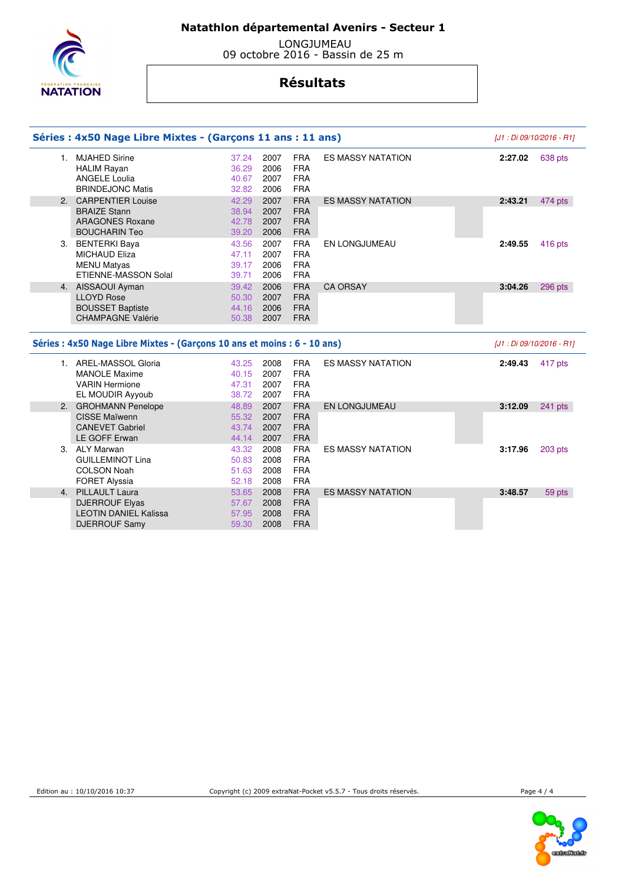# Natathlon départemental Avenirs - Secteur 1

LONGJUMEAU
09 octobre 2016 - Bassin de 25 m

## Résultats

### Séries : 4x50 Nage Libre Mixtes - (Garçons 11 ans : 11 ans)

[J1 : Di 09/10/2016 - R1]

| | | | | | | | |
|---|---|---|---|---|---|---|---|
| 1. | MJAHED Sirine | 37.24 | 2007 | FRA | ES MASSY NATATION | 2:27.02 | 638 pts |
| | HALIM Rayan | 36.29 | 2006 | FRA | | | |
| | ANGELE Loulia | 40.67 | 2007 | FRA | | | |
| | BRINDEJONC Matis | 32.82 | 2006 | FRA | | | |
| 2. | CARPENTIER Louise | 42.29 | 2007 | FRA | ES MASSY NATATION | 2:43.21 | 474 pts |
| | BRAIZE Stann | 38.94 | 2007 | FRA | | | |
| | ARAGONES Roxane | 42.78 | 2007 | FRA | | | |
| | BOUCHARIN Teo | 39.20 | 2006 | FRA | | | |
| 3. | BENTERKI Baya | 43.56 | 2007 | FRA | EN LONGJUMEAU | 2:49.55 | 416 pts |
| | MICHAUD Eliza | 47.11 | 2007 | FRA | | | |
| | MENU Matyas | 39.17 | 2006 | FRA | | | |
| | ETIENNE-MASSON Solal | 39.71 | 2006 | FRA | | | |
| 4. | AISSAOUI Ayman | 39.42 | 2006 | FRA | CA ORSAY | 3:04.26 | 296 pts |
| | LLOYD Rose | 50.30 | 2007 | FRA | | | |
| | BOUSSET Baptiste | 44.16 | 2006 | FRA | | | |
| | CHAMPAGNE Valérie | 50.38 | 2007 | FRA | | | |

### Séries : 4x50 Nage Libre Mixtes - (Garçons 10 ans et moins : 6 - 10 ans)

[J1 : Di 09/10/2016 - R1]

| | | | | | | | |
|---|---|---|---|---|---|---|---|
| 1. | AREL-MASSOL Gloria | 43.25 | 2008 | FRA | ES MASSY NATATION | 2:49.43 | 417 pts |
| | MANOLE Maxime | 40.15 | 2007 | FRA | | | |
| | VARIN Hermione | 47.31 | 2007 | FRA | | | |
| | EL MOUDIR Ayyoub | 38.72 | 2007 | FRA | | | |
| 2. | GROHMANN Penelope | 48.89 | 2007 | FRA | EN LONGJUMEAU | 3:12.09 | 241 pts |
| | CISSE Maïwenn | 55.32 | 2007 | FRA | | | |
| | CANEVET Gabriel | 43.74 | 2007 | FRA | | | |
| | LE GOFF Erwan | 44.14 | 2007 | FRA | | | |
| 3. | ALY Marwan | 43.32 | 2008 | FRA | ES MASSY NATATION | 3:17.96 | 203 pts |
| | GUILLEMINOT Lina | 50.83 | 2008 | FRA | | | |
| | COLSON Noah | 51.63 | 2008 | FRA | | | |
| | FORET Alyssia | 52.18 | 2008 | FRA | | | |
| 4. | PILLAULT Laura | 53.65 | 2008 | FRA | ES MASSY NATATION | 3:48.57 | 59 pts |
| | DJERROUF Elyas | 57.67 | 2008 | FRA | | | |
| | LEOTIN DANIEL Kalissa | 57.95 | 2008 | FRA | | | |
| | DJERROUF Samy | 59.30 | 2008 | FRA | | | |

Edition au : 10/10/2016 10:37 Copyright (c) 2009 extraNat-Pocket v5.5.7 - Tous droits réservés.